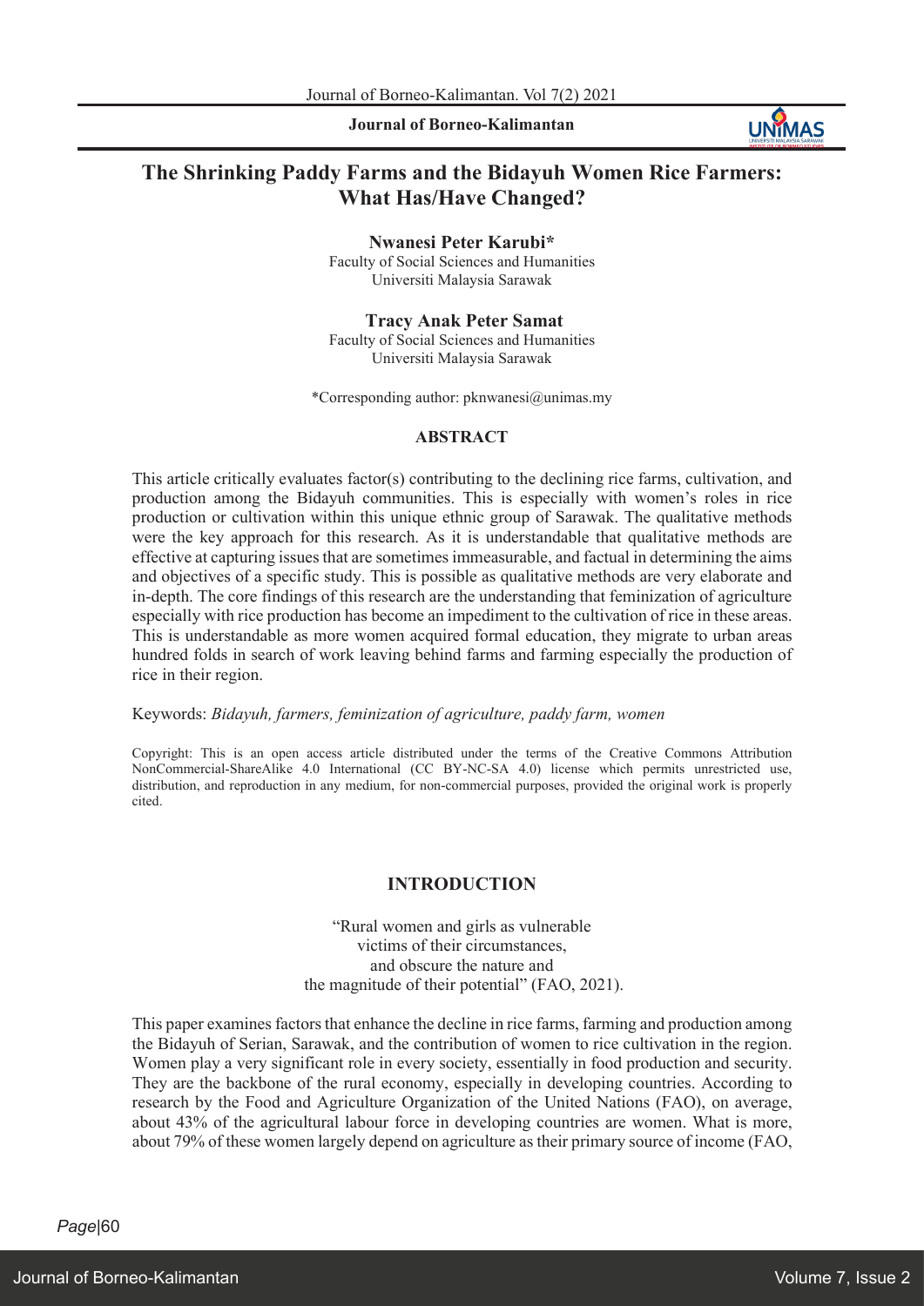# The Shrinking Paddy Farms and the Bidayuh Women Rice Farmers: What Has/Have Changed?

**Nwanesi Peter Karubi***
Faculty of Social Sciences and Humanities
Universiti Malaysia Sarawak

**Tracy Anak Peter Samat**
Faculty of Social Sciences and Humanities
Universiti Malaysia Sarawak

*Corresponding author: pknwanesi@unimas.my

## ABSTRACT

This article critically evaluates factor(s) contributing to the declining rice farms, cultivation, and production among the Bidayuh communities. This is especially with women's roles in rice production or cultivation within this unique ethnic group of Sarawak. The qualitative methods were the key approach for this research. As it is understandable that qualitative methods are effective at capturing issues that are sometimes immeasurable, and factual in determining the aims and objectives of a specific study. This is possible as qualitative methods are very elaborate and in-depth. The core findings of this research are the understanding that feminization of agriculture especially with rice production has become an impediment to the cultivation of rice in these areas. This is understandable as more women acquired formal education, they migrate to urban areas hundred folds in search of work leaving behind farms and farming especially the production of rice in their region.

Keywords: *Bidayuh, farmers, feminization of agriculture, paddy farm, women*

Copyright: This is an open access article distributed under the terms of the Creative Commons Attribution NonCommercial-ShareAlike 4.0 International (CC BY-NC-SA 4.0) license which permits unrestricted use, distribution, and reproduction in any medium, for non-commercial purposes, provided the original work is properly cited.

## INTRODUCTION

"Rural women and girls as vulnerable
victims of their circumstances,
and obscure the nature and
the magnitude of their potential" (FAO, 2021).

This paper examines factors that enhance the decline in rice farms, farming and production among the Bidayuh of Serian, Sarawak, and the contribution of women to rice cultivation in the region. Women play a very significant role in every society, essentially in food production and security. They are the backbone of the rural economy, especially in developing countries. According to research by the Food and Agriculture Organization of the United Nations (FAO), on average, about 43% of the agricultural labour force in developing countries are women. What is more, about 79% of these women largely depend on agriculture as their primary source of income (FAO,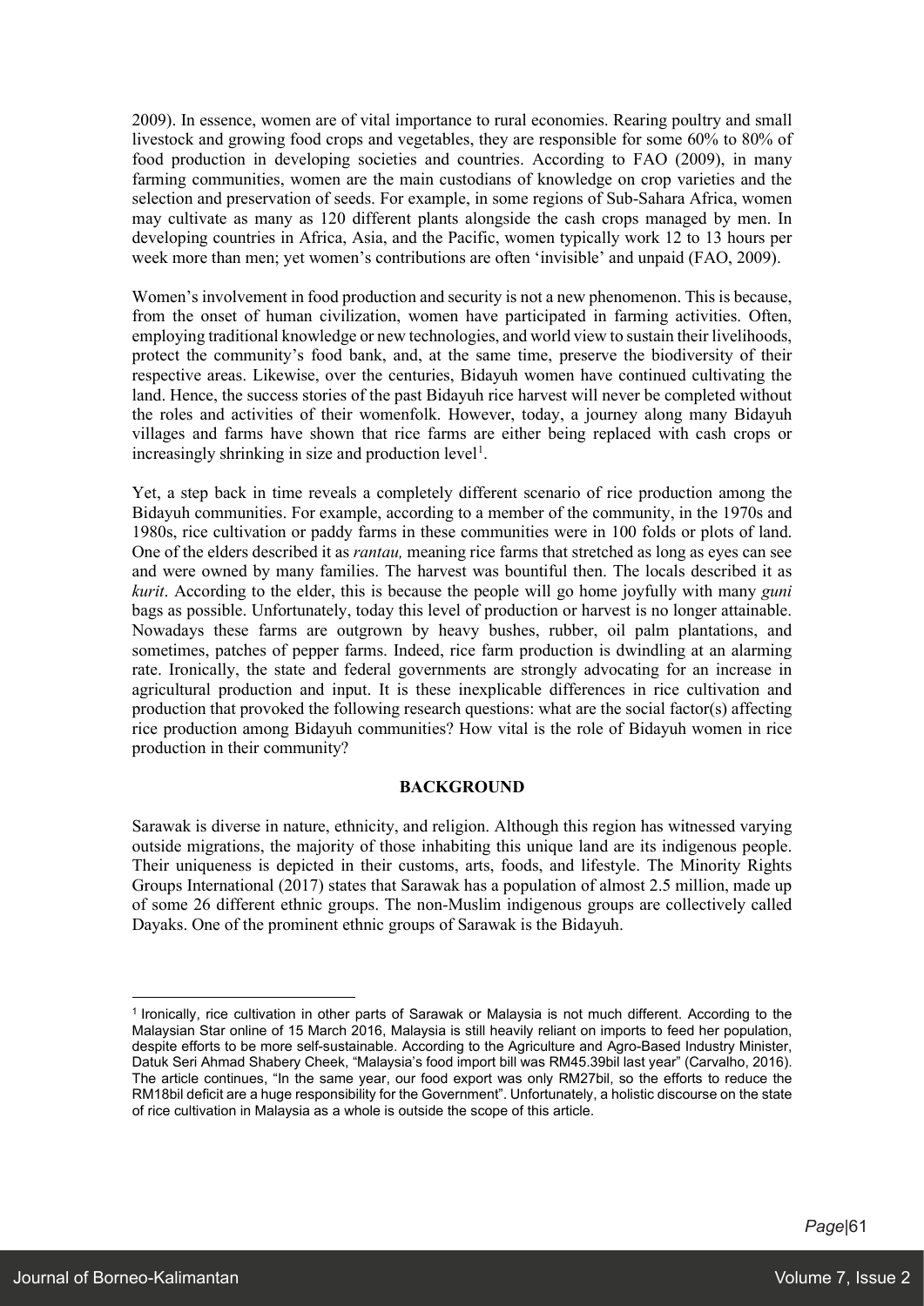2009). In essence, women are of vital importance to rural economies. Rearing poultry and small livestock and growing food crops and vegetables, they are responsible for some 60% to 80% of food production in developing societies and countries. According to FAO (2009), in many farming communities, women are the main custodians of knowledge on crop varieties and the selection and preservation of seeds. For example, in some regions of Sub-Sahara Africa, women may cultivate as many as 120 different plants alongside the cash crops managed by men. In developing countries in Africa, Asia, and the Pacific, women typically work 12 to 13 hours per week more than men; yet women's contributions are often 'invisible' and unpaid (FAO, 2009).

Women's involvement in food production and security is not a new phenomenon. This is because, from the onset of human civilization, women have participated in farming activities. Often, employing traditional knowledge or new technologies, and world view to sustain their livelihoods, protect the community's food bank, and, at the same time, preserve the biodiversity of their respective areas. Likewise, over the centuries, Bidayuh women have continued cultivating the land. Hence, the success stories of the past Bidayuh rice harvest will never be completed without the roles and activities of their womenfolk. However, today, a journey along many Bidayuh villages and farms have shown that rice farms are either being replaced with cash crops or increasingly shrinking in size and production level[1].

Yet, a step back in time reveals a completely different scenario of rice production among the Bidayuh communities. For example, according to a member of the community, in the 1970s and 1980s, rice cultivation or paddy farms in these communities were in 100 folds or plots of land. One of the elders described it as *rantau,* meaning rice farms that stretched as long as eyes can see and were owned by many families. The harvest was bountiful then. The locals described it as *kurit*. According to the elder, this is because the people will go home joyfully with many *guni* bags as possible. Unfortunately, today this level of production or harvest is no longer attainable. Nowadays these farms are outgrown by heavy bushes, rubber, oil palm plantations, and sometimes, patches of pepper farms. Indeed, rice farm production is dwindling at an alarming rate. Ironically, the state and federal governments are strongly advocating for an increase in agricultural production and input. It is these inexplicable differences in rice cultivation and production that provoked the following research questions: what are the social factor(s) affecting rice production among Bidayuh communities? How vital is the role of Bidayuh women in rice production in their community?

## BACKGROUND

Sarawak is diverse in nature, ethnicity, and religion. Although this region has witnessed varying outside migrations, the majority of those inhabiting this unique land are its indigenous people. Their uniqueness is depicted in their customs, arts, foods, and lifestyle. The Minority Rights Groups International (2017) states that Sarawak has a population of almost 2.5 million, made up of some 26 different ethnic groups. The non-Muslim indigenous groups are collectively called Dayaks. One of the prominent ethnic groups of Sarawak is the Bidayuh.

---

[1] Ironically, rice cultivation in other parts of Sarawak or Malaysia is not much different. According to the Malaysian Star online of 15 March 2016, Malaysia is still heavily reliant on imports to feed her population, despite efforts to be more self-sustainable. According to the Agriculture and Agro-Based Industry Minister, Datuk Seri Ahmad Shabery Cheek, "Malaysia's food import bill was RM45.39bil last year" (Carvalho, 2016). The article continues, "In the same year, our food export was only RM27bil, so the efforts to reduce the RM18bil deficit are a huge responsibility for the Government". Unfortunately, a holistic discourse on the state of rice cultivation in Malaysia as a whole is outside the scope of this article.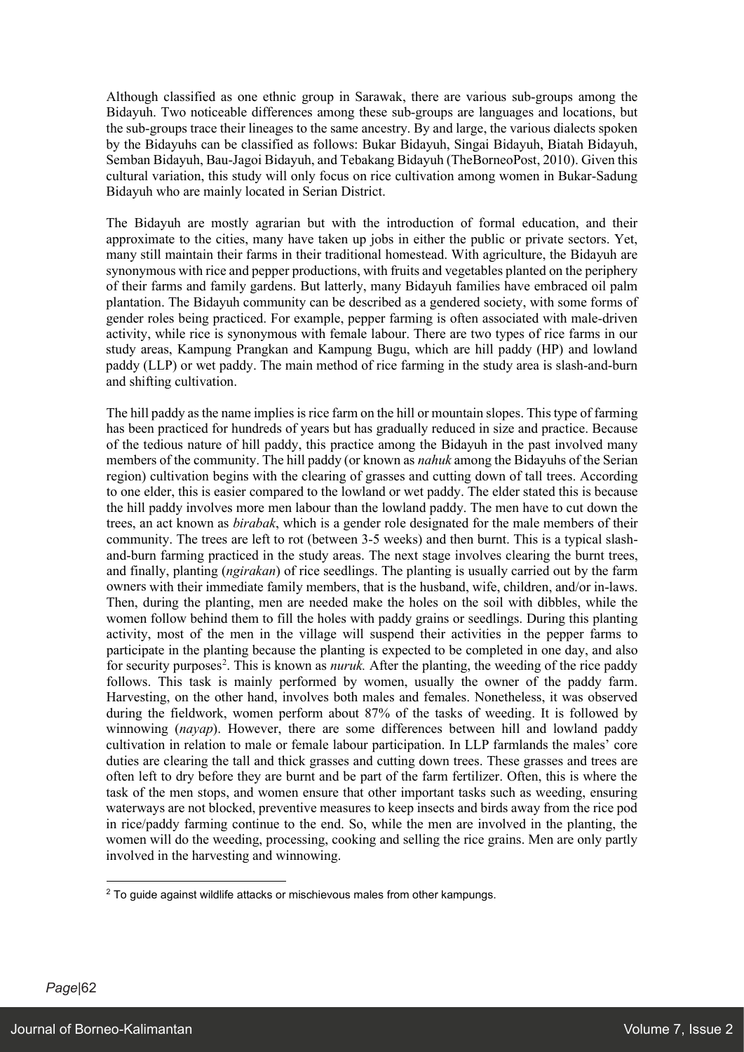Although classified as one ethnic group in Sarawak, there are various sub-groups among the Bidayuh. Two noticeable differences among these sub-groups are languages and locations, but the sub-groups trace their lineages to the same ancestry. By and large, the various dialects spoken by the Bidayuhs can be classified as follows: Bukar Bidayuh, Singai Bidayuh, Biatah Bidayuh, Semban Bidayuh, Bau-Jagoi Bidayuh, and Tebakang Bidayuh (TheBorneoPost, 2010). Given this cultural variation, this study will only focus on rice cultivation among women in Bukar-Sadung Bidayuh who are mainly located in Serian District.

The Bidayuh are mostly agrarian but with the introduction of formal education, and their approximate to the cities, many have taken up jobs in either the public or private sectors. Yet, many still maintain their farms in their traditional homestead. With agriculture, the Bidayuh are synonymous with rice and pepper productions, with fruits and vegetables planted on the periphery of their farms and family gardens. But latterly, many Bidayuh families have embraced oil palm plantation. The Bidayuh community can be described as a gendered society, with some forms of gender roles being practiced. For example, pepper farming is often associated with male-driven activity, while rice is synonymous with female labour. There are two types of rice farms in our study areas, Kampung Prangkan and Kampung Bugu, which are hill paddy (HP) and lowland paddy (LLP) or wet paddy. The main method of rice farming in the study area is slash-and-burn and shifting cultivation.

The hill paddy as the name implies is rice farm on the hill or mountain slopes. This type of farming has been practiced for hundreds of years but has gradually reduced in size and practice. Because of the tedious nature of hill paddy, this practice among the Bidayuh in the past involved many members of the community. The hill paddy (or known as *nahuk* among the Bidayuhs of the Serian region) cultivation begins with the clearing of grasses and cutting down of tall trees. According to one elder, this is easier compared to the lowland or wet paddy. The elder stated this is because the hill paddy involves more men labour than the lowland paddy. The men have to cut down the trees, an act known as *birabak*, which is a gender role designated for the male members of their community. The trees are left to rot (between 3-5 weeks) and then burnt. This is a typical slash-and-burn farming practiced in the study areas. The next stage involves clearing the burnt trees, and finally, planting (*ngirakan*) of rice seedlings. The planting is usually carried out by the farm owners with their immediate family members, that is the husband, wife, children, and/or in-laws. Then, during the planting, men are needed make the holes on the soil with dibbles, while the women follow behind them to fill the holes with paddy grains or seedlings. During this planting activity, most of the men in the village will suspend their activities in the pepper farms to participate in the planting because the planting is expected to be completed in one day, and also for security purposes[2]. This is known as *nuruk.* After the planting, the weeding of the rice paddy follows. This task is mainly performed by women, usually the owner of the paddy farm. Harvesting, on the other hand, involves both males and females. Nonetheless, it was observed during the fieldwork, women perform about 87% of the tasks of weeding. It is followed by winnowing (*nayap*). However, there are some differences between hill and lowland paddy cultivation in relation to male or female labour participation. In LLP farmlands the males' core duties are clearing the tall and thick grasses and cutting down trees. These grasses and trees are often left to dry before they are burnt and be part of the farm fertilizer. Often, this is where the task of the men stops, and women ensure that other important tasks such as weeding, ensuring waterways are not blocked, preventive measures to keep insects and birds away from the rice pod in rice/paddy farming continue to the end. So, while the men are involved in the planting, the women will do the weeding, processing, cooking and selling the rice grains. Men are only partly involved in the harvesting and winnowing.

[2] To guide against wildlife attacks or mischievous males from other kampungs.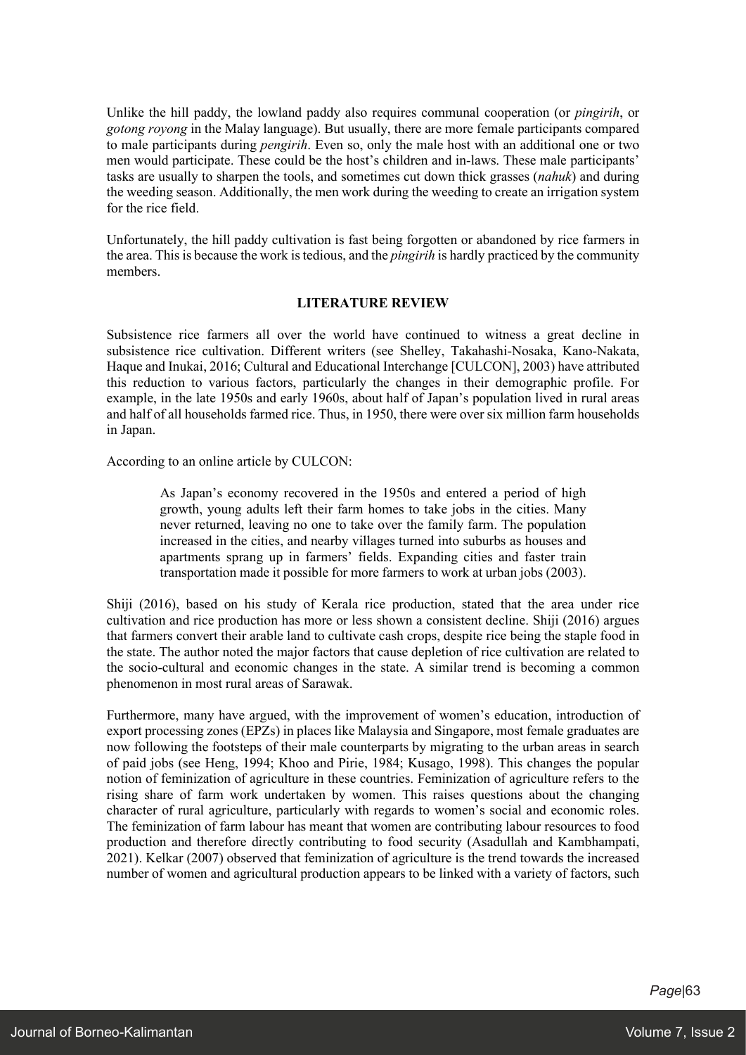Unlike the hill paddy, the lowland paddy also requires communal cooperation (or *pingirih*, or *gotong royong* in the Malay language). But usually, there are more female participants compared to male participants during *pengirih*. Even so, only the male host with an additional one or two men would participate. These could be the host's children and in-laws. These male participants' tasks are usually to sharpen the tools, and sometimes cut down thick grasses (*nahuk*) and during the weeding season. Additionally, the men work during the weeding to create an irrigation system for the rice field.

Unfortunately, the hill paddy cultivation is fast being forgotten or abandoned by rice farmers in the area. This is because the work is tedious, and the *pingirih* is hardly practiced by the community members.

## LITERATURE REVIEW

Subsistence rice farmers all over the world have continued to witness a great decline in subsistence rice cultivation. Different writers (see Shelley, Takahashi-Nosaka, Kano-Nakata, Haque and Inukai, 2016; Cultural and Educational Interchange [CULCON], 2003) have attributed this reduction to various factors, particularly the changes in their demographic profile. For example, in the late 1950s and early 1960s, about half of Japan's population lived in rural areas and half of all households farmed rice. Thus, in 1950, there were over six million farm households in Japan.

According to an online article by CULCON:

> As Japan's economy recovered in the 1950s and entered a period of high growth, young adults left their farm homes to take jobs in the cities. Many never returned, leaving no one to take over the family farm. The population increased in the cities, and nearby villages turned into suburbs as houses and apartments sprang up in farmers' fields. Expanding cities and faster train transportation made it possible for more farmers to work at urban jobs (2003).

Shiji (2016), based on his study of Kerala rice production, stated that the area under rice cultivation and rice production has more or less shown a consistent decline. Shiji (2016) argues that farmers convert their arable land to cultivate cash crops, despite rice being the staple food in the state. The author noted the major factors that cause depletion of rice cultivation are related to the socio-cultural and economic changes in the state. A similar trend is becoming a common phenomenon in most rural areas of Sarawak.

Furthermore, many have argued, with the improvement of women's education, introduction of export processing zones (EPZs) in places like Malaysia and Singapore, most female graduates are now following the footsteps of their male counterparts by migrating to the urban areas in search of paid jobs (see Heng, 1994; Khoo and Pirie, 1984; Kusago, 1998). This changes the popular notion of feminization of agriculture in these countries. Feminization of agriculture refers to the rising share of farm work undertaken by women. This raises questions about the changing character of rural agriculture, particularly with regards to women's social and economic roles. The feminization of farm labour has meant that women are contributing labour resources to food production and therefore directly contributing to food security (Asadullah and Kambhampati, 2021). Kelkar (2007) observed that feminization of agriculture is the trend towards the increased number of women and agricultural production appears to be linked with a variety of factors, such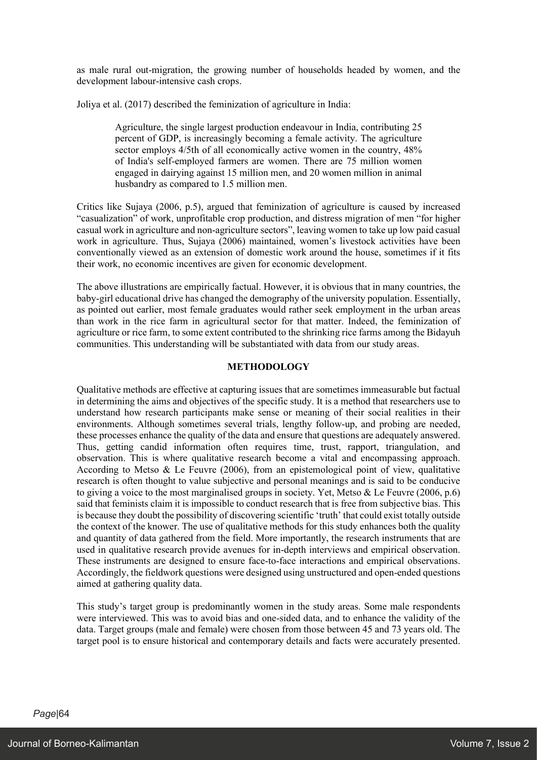as male rural out-migration, the growing number of households headed by women, and the development labour-intensive cash crops.

Joliya et al. (2017) described the feminization of agriculture in India:

> Agriculture, the single largest production endeavour in India, contributing 25 percent of GDP, is increasingly becoming a female activity. The agriculture sector employs 4/5th of all economically active women in the country, 48% of India's self-employed farmers are women. There are 75 million women engaged in dairying against 15 million men, and 20 women million in animal husbandry as compared to 1.5 million men.

Critics like Sujaya (2006, p.5), argued that feminization of agriculture is caused by increased "casualization" of work, unprofitable crop production, and distress migration of men "for higher casual work in agriculture and non-agriculture sectors", leaving women to take up low paid casual work in agriculture. Thus, Sujaya (2006) maintained, women's livestock activities have been conventionally viewed as an extension of domestic work around the house, sometimes if it fits their work, no economic incentives are given for economic development.

The above illustrations are empirically factual. However, it is obvious that in many countries, the baby-girl educational drive has changed the demography of the university population. Essentially, as pointed out earlier, most female graduates would rather seek employment in the urban areas than work in the rice farm in agricultural sector for that matter. Indeed, the feminization of agriculture or rice farm, to some extent contributed to the shrinking rice farms among the Bidayuh communities. This understanding will be substantiated with data from our study areas.

## METHODOLOGY

Qualitative methods are effective at capturing issues that are sometimes immeasurable but factual in determining the aims and objectives of the specific study. It is a method that researchers use to understand how research participants make sense or meaning of their social realities in their environments. Although sometimes several trials, lengthy follow-up, and probing are needed, these processes enhance the quality of the data and ensure that questions are adequately answered. Thus, getting candid information often requires time, trust, rapport, triangulation, and observation. This is where qualitative research become a vital and encompassing approach. According to Metso & Le Feuvre (2006), from an epistemological point of view, qualitative research is often thought to value subjective and personal meanings and is said to be conducive to giving a voice to the most marginalised groups in society. Yet, Metso & Le Feuvre (2006, p.6) said that feminists claim it is impossible to conduct research that is free from subjective bias. This is because they doubt the possibility of discovering scientific 'truth' that could exist totally outside the context of the knower. The use of qualitative methods for this study enhances both the quality and quantity of data gathered from the field. More importantly, the research instruments that are used in qualitative research provide avenues for in-depth interviews and empirical observation. These instruments are designed to ensure face-to-face interactions and empirical observations. Accordingly, the fieldwork questions were designed using unstructured and open-ended questions aimed at gathering quality data.

This study's target group is predominantly women in the study areas. Some male respondents were interviewed. This was to avoid bias and one-sided data, and to enhance the validity of the data. Target groups (male and female) were chosen from those between 45 and 73 years old. The target pool is to ensure historical and contemporary details and facts were accurately presented.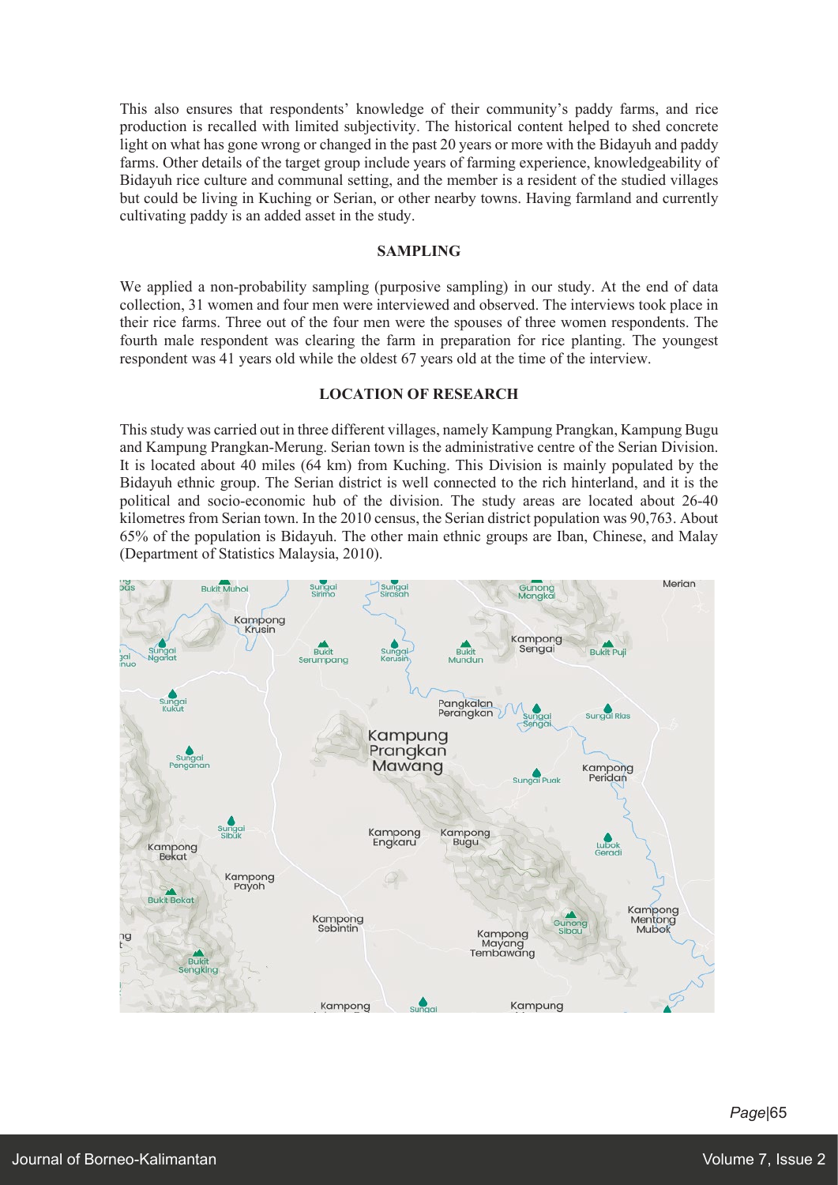This also ensures that respondents' knowledge of their community's paddy farms, and rice production is recalled with limited subjectivity. The historical content helped to shed concrete light on what has gone wrong or changed in the past 20 years or more with the Bidayuh and paddy farms. Other details of the target group include years of farming experience, knowledgeability of Bidayuh rice culture and communal setting, and the member is a resident of the studied villages but could be living in Kuching or Serian, or other nearby towns. Having farmland and currently cultivating paddy is an added asset in the study.

## SAMPLING

We applied a non-probability sampling (purposive sampling) in our study. At the end of data collection, 31 women and four men were interviewed and observed. The interviews took place in their rice farms. Three out of the four men were the spouses of three women respondents. The fourth male respondent was clearing the farm in preparation for rice planting. The youngest respondent was 41 years old while the oldest 67 years old at the time of the interview.

## LOCATION OF RESEARCH

This study was carried out in three different villages, namely Kampung Prangkan, Kampung Bugu and Kampung Prangkan-Merung. Serian town is the administrative centre of the Serian Division. It is located about 40 miles (64 km) from Kuching. This Division is mainly populated by the Bidayuh ethnic group. The Serian district is well connected to the rich hinterland, and it is the political and socio-economic hub of the division. The study areas are located about 26-40 kilometres from Serian town. In the 2010 census, the Serian district population was 90,763. About 65% of the population is Bidayuh. The other main ethnic groups are Iban, Chinese, and Malay (Department of Statistics Malaysia, 2010).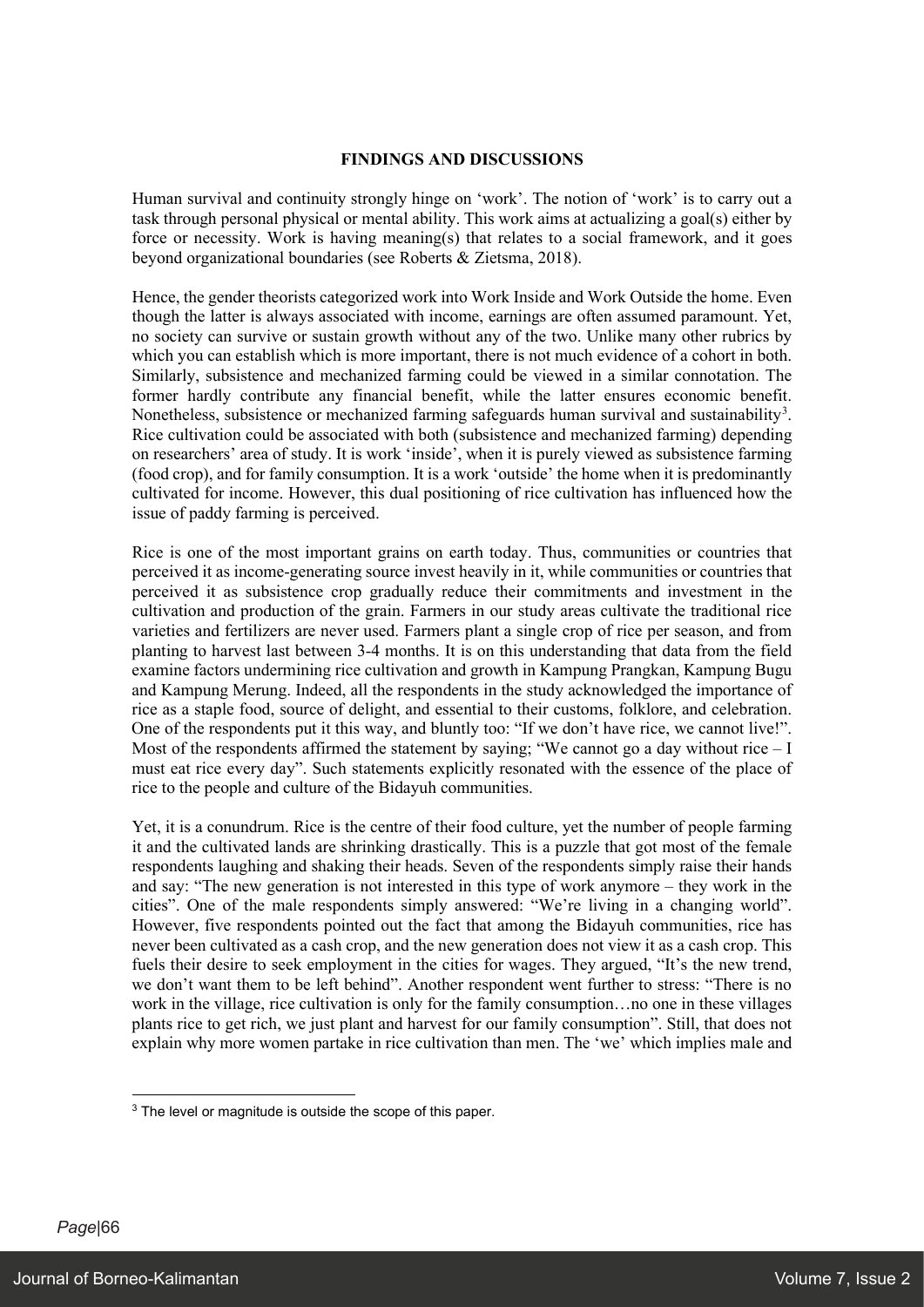## FINDINGS AND DISCUSSIONS

Human survival and continuity strongly hinge on 'work'. The notion of 'work' is to carry out a task through personal physical or mental ability. This work aims at actualizing a goal(s) either by force or necessity. Work is having meaning(s) that relates to a social framework, and it goes beyond organizational boundaries (see Roberts & Zietsma, 2018).

Hence, the gender theorists categorized work into Work Inside and Work Outside the home. Even though the latter is always associated with income, earnings are often assumed paramount. Yet, no society can survive or sustain growth without any of the two. Unlike many other rubrics by which you can establish which is more important, there is not much evidence of a cohort in both. Similarly, subsistence and mechanized farming could be viewed in a similar connotation. The former hardly contribute any financial benefit, while the latter ensures economic benefit. Nonetheless, subsistence or mechanized farming safeguards human survival and sustainability[3]. Rice cultivation could be associated with both (subsistence and mechanized farming) depending on researchers' area of study. It is work 'inside', when it is purely viewed as subsistence farming (food crop), and for family consumption. It is a work 'outside' the home when it is predominantly cultivated for income. However, this dual positioning of rice cultivation has influenced how the issue of paddy farming is perceived.

Rice is one of the most important grains on earth today. Thus, communities or countries that perceived it as income-generating source invest heavily in it, while communities or countries that perceived it as subsistence crop gradually reduce their commitments and investment in the cultivation and production of the grain. Farmers in our study areas cultivate the traditional rice varieties and fertilizers are never used. Farmers plant a single crop of rice per season, and from planting to harvest last between 3-4 months. It is on this understanding that data from the field examine factors undermining rice cultivation and growth in Kampung Prangkan, Kampung Bugu and Kampung Merung. Indeed, all the respondents in the study acknowledged the importance of rice as a staple food, source of delight, and essential to their customs, folklore, and celebration. One of the respondents put it this way, and bluntly too: "If we don't have rice, we cannot live!". Most of the respondents affirmed the statement by saying; "We cannot go a day without rice – I must eat rice every day". Such statements explicitly resonated with the essence of the place of rice to the people and culture of the Bidayuh communities.

Yet, it is a conundrum. Rice is the centre of their food culture, yet the number of people farming it and the cultivated lands are shrinking drastically. This is a puzzle that got most of the female respondents laughing and shaking their heads. Seven of the respondents simply raise their hands and say: "The new generation is not interested in this type of work anymore – they work in the cities". One of the male respondents simply answered: "We're living in a changing world". However, five respondents pointed out the fact that among the Bidayuh communities, rice has never been cultivated as a cash crop, and the new generation does not view it as a cash crop. This fuels their desire to seek employment in the cities for wages. They argued, "It's the new trend, we don't want them to be left behind". Another respondent went further to stress: "There is no work in the village, rice cultivation is only for the family consumption…no one in these villages plants rice to get rich, we just plant and harvest for our family consumption". Still, that does not explain why more women partake in rice cultivation than men. The 'we' which implies male and

[3] The level or magnitude is outside the scope of this paper.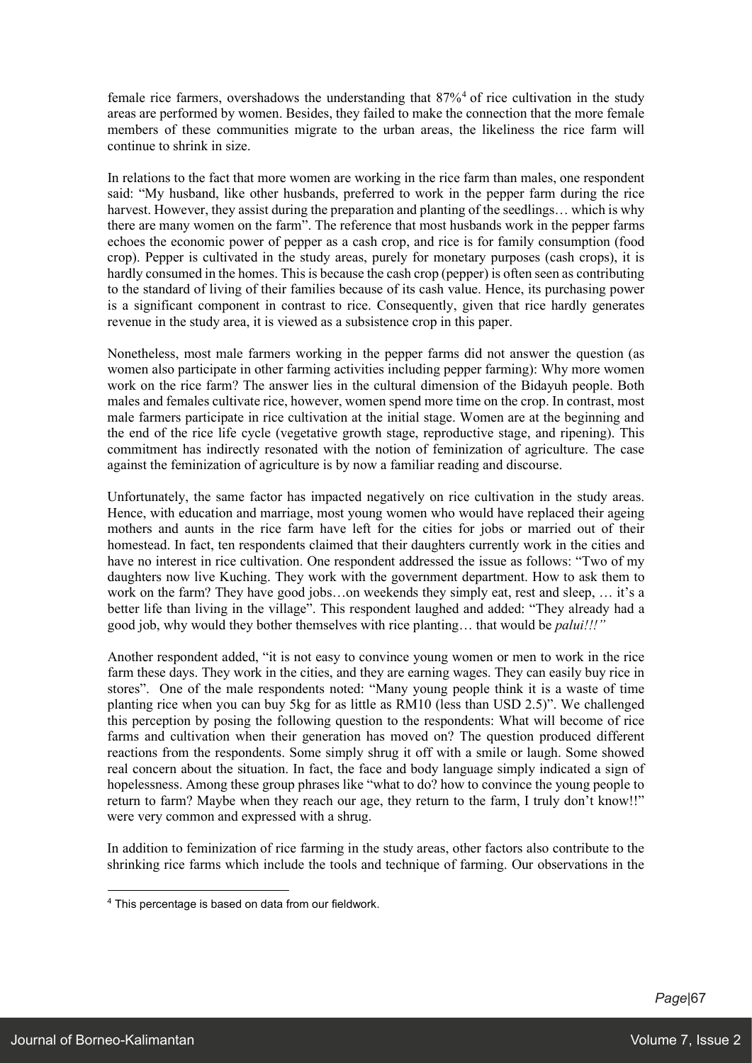female rice farmers, overshadows the understanding that 87%[4] of rice cultivation in the study areas are performed by women. Besides, they failed to make the connection that the more female members of these communities migrate to the urban areas, the likeliness the rice farm will continue to shrink in size.

In relations to the fact that more women are working in the rice farm than males, one respondent said: "My husband, like other husbands, preferred to work in the pepper farm during the rice harvest. However, they assist during the preparation and planting of the seedlings… which is why there are many women on the farm". The reference that most husbands work in the pepper farms echoes the economic power of pepper as a cash crop, and rice is for family consumption (food crop). Pepper is cultivated in the study areas, purely for monetary purposes (cash crops), it is hardly consumed in the homes. This is because the cash crop (pepper) is often seen as contributing to the standard of living of their families because of its cash value. Hence, its purchasing power is a significant component in contrast to rice. Consequently, given that rice hardly generates revenue in the study area, it is viewed as a subsistence crop in this paper.

Nonetheless, most male farmers working in the pepper farms did not answer the question (as women also participate in other farming activities including pepper farming): Why more women work on the rice farm? The answer lies in the cultural dimension of the Bidayuh people. Both males and females cultivate rice, however, women spend more time on the crop. In contrast, most male farmers participate in rice cultivation at the initial stage. Women are at the beginning and the end of the rice life cycle (vegetative growth stage, reproductive stage, and ripening). This commitment has indirectly resonated with the notion of feminization of agriculture. The case against the feminization of agriculture is by now a familiar reading and discourse.

Unfortunately, the same factor has impacted negatively on rice cultivation in the study areas. Hence, with education and marriage, most young women who would have replaced their ageing mothers and aunts in the rice farm have left for the cities for jobs or married out of their homestead. In fact, ten respondents claimed that their daughters currently work in the cities and have no interest in rice cultivation. One respondent addressed the issue as follows: "Two of my daughters now live Kuching. They work with the government department. How to ask them to work on the farm? They have good jobs…on weekends they simply eat, rest and sleep, … it's a better life than living in the village". This respondent laughed and added: "They already had a good job, why would they bother themselves with rice planting… that would be *palui!!!"*

Another respondent added, "it is not easy to convince young women or men to work in the rice farm these days. They work in the cities, and they are earning wages. They can easily buy rice in stores". One of the male respondents noted: "Many young people think it is a waste of time planting rice when you can buy 5kg for as little as RM10 (less than USD 2.5)". We challenged this perception by posing the following question to the respondents: What will become of rice farms and cultivation when their generation has moved on? The question produced different reactions from the respondents. Some simply shrug it off with a smile or laugh. Some showed real concern about the situation. In fact, the face and body language simply indicated a sign of hopelessness. Among these group phrases like "what to do? how to convince the young people to return to farm? Maybe when they reach our age, they return to the farm, I truly don't know!!" were very common and expressed with a shrug.

In addition to feminization of rice farming in the study areas, other factors also contribute to the shrinking rice farms which include the tools and technique of farming. Our observations in the

---

[4] This percentage is based on data from our fieldwork.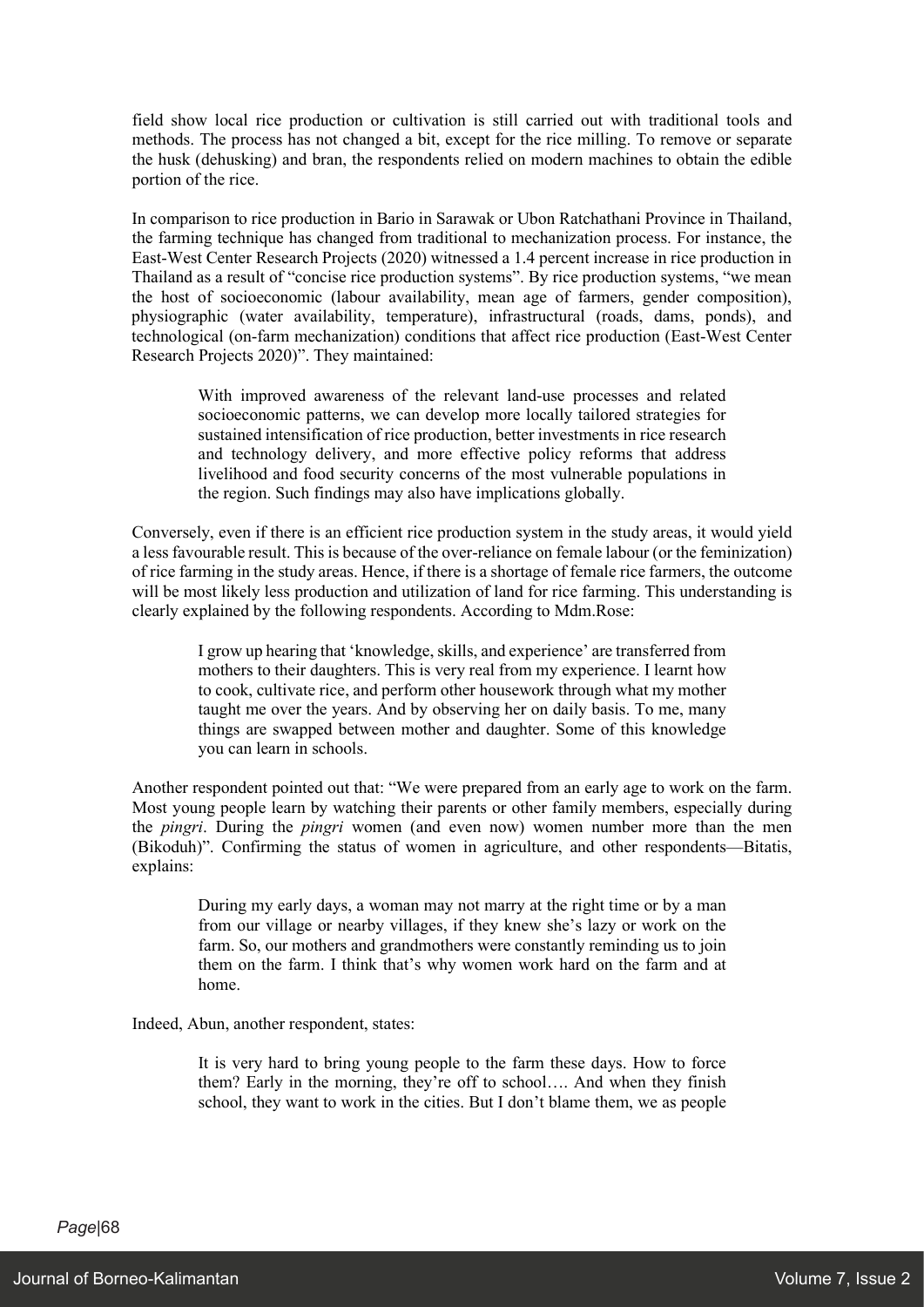field show local rice production or cultivation is still carried out with traditional tools and methods. The process has not changed a bit, except for the rice milling. To remove or separate the husk (dehusking) and bran, the respondents relied on modern machines to obtain the edible portion of the rice.

In comparison to rice production in Bario in Sarawak or Ubon Ratchathani Province in Thailand, the farming technique has changed from traditional to mechanization process. For instance, the East-West Center Research Projects (2020) witnessed a 1.4 percent increase in rice production in Thailand as a result of "concise rice production systems". By rice production systems, "we mean the host of socioeconomic (labour availability, mean age of farmers, gender composition), physiographic (water availability, temperature), infrastructural (roads, dams, ponds), and technological (on-farm mechanization) conditions that affect rice production (East-West Center Research Projects 2020)". They maintained:

> With improved awareness of the relevant land-use processes and related socioeconomic patterns, we can develop more locally tailored strategies for sustained intensification of rice production, better investments in rice research and technology delivery, and more effective policy reforms that address livelihood and food security concerns of the most vulnerable populations in the region. Such findings may also have implications globally.

Conversely, even if there is an efficient rice production system in the study areas, it would yield a less favourable result. This is because of the over-reliance on female labour (or the feminization) of rice farming in the study areas. Hence, if there is a shortage of female rice farmers, the outcome will be most likely less production and utilization of land for rice farming. This understanding is clearly explained by the following respondents. According to Mdm.Rose:

> I grow up hearing that 'knowledge, skills, and experience' are transferred from mothers to their daughters. This is very real from my experience. I learnt how to cook, cultivate rice, and perform other housework through what my mother taught me over the years. And by observing her on daily basis. To me, many things are swapped between mother and daughter. Some of this knowledge you can learn in schools.

Another respondent pointed out that: "We were prepared from an early age to work on the farm. Most young people learn by watching their parents or other family members, especially during the *pingri*. During the *pingri* women (and even now) women number more than the men (Bikoduh)". Confirming the status of women in agriculture, and other respondents—Bitatis, explains:

> During my early days, a woman may not marry at the right time or by a man from our village or nearby villages, if they knew she's lazy or work on the farm. So, our mothers and grandmothers were constantly reminding us to join them on the farm. I think that's why women work hard on the farm and at home.

Indeed, Abun, another respondent, states:

> It is very hard to bring young people to the farm these days. How to force them? Early in the morning, they're off to school…. And when they finish school, they want to work in the cities. But I don't blame them, we as people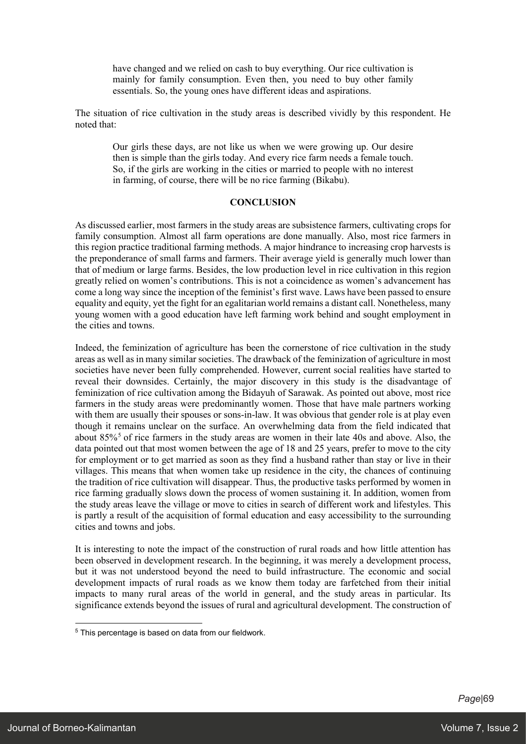> have changed and we relied on cash to buy everything. Our rice cultivation is mainly for family consumption. Even then, you need to buy other family essentials. So, the young ones have different ideas and aspirations.

The situation of rice cultivation in the study areas is described vividly by this respondent. He noted that:

> Our girls these days, are not like us when we were growing up. Our desire then is simple than the girls today. And every rice farm needs a female touch. So, if the girls are working in the cities or married to people with no interest in farming, of course, there will be no rice farming (Bikabu).

## CONCLUSION

As discussed earlier, most farmers in the study areas are subsistence farmers, cultivating crops for family consumption. Almost all farm operations are done manually. Also, most rice farmers in this region practice traditional farming methods. A major hindrance to increasing crop harvests is the preponderance of small farms and farmers. Their average yield is generally much lower than that of medium or large farms. Besides, the low production level in rice cultivation in this region greatly relied on women's contributions. This is not a coincidence as women's advancement has come a long way since the inception of the feminist's first wave. Laws have been passed to ensure equality and equity, yet the fight for an egalitarian world remains a distant call. Nonetheless, many young women with a good education have left farming work behind and sought employment in the cities and towns.

Indeed, the feminization of agriculture has been the cornerstone of rice cultivation in the study areas as well as in many similar societies. The drawback of the feminization of agriculture in most societies have never been fully comprehended. However, current social realities have started to reveal their downsides. Certainly, the major discovery in this study is the disadvantage of feminization of rice cultivation among the Bidayuh of Sarawak. As pointed out above, most rice farmers in the study areas were predominantly women. Those that have male partners working with them are usually their spouses or sons-in-law. It was obvious that gender role is at play even though it remains unclear on the surface. An overwhelming data from the field indicated that about 85%[5] of rice farmers in the study areas are women in their late 40s and above. Also, the data pointed out that most women between the age of 18 and 25 years, prefer to move to the city for employment or to get married as soon as they find a husband rather than stay or live in their villages. This means that when women take up residence in the city, the chances of continuing the tradition of rice cultivation will disappear. Thus, the productive tasks performed by women in rice farming gradually slows down the process of women sustaining it. In addition, women from the study areas leave the village or move to cities in search of different work and lifestyles. This is partly a result of the acquisition of formal education and easy accessibility to the surrounding cities and towns and jobs.

It is interesting to note the impact of the construction of rural roads and how little attention has been observed in development research. In the beginning, it was merely a development process, but it was not understood beyond the need to build infrastructure. The economic and social development impacts of rural roads as we know them today are farfetched from their initial impacts to many rural areas of the world in general, and the study areas in particular. Its significance extends beyond the issues of rural and agricultural development. The construction of

[5] This percentage is based on data from our fieldwork.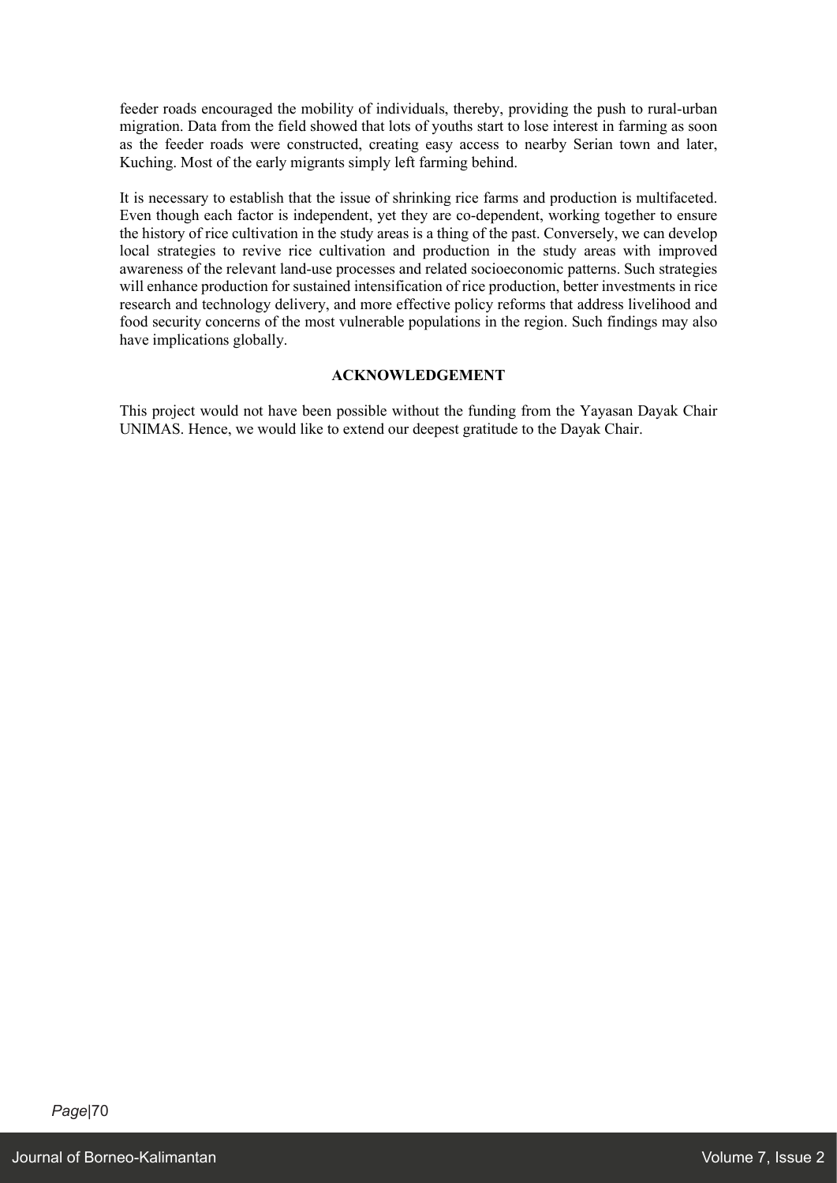feeder roads encouraged the mobility of individuals, thereby, providing the push to rural-urban migration. Data from the field showed that lots of youths start to lose interest in farming as soon as the feeder roads were constructed, creating easy access to nearby Serian town and later, Kuching. Most of the early migrants simply left farming behind.

It is necessary to establish that the issue of shrinking rice farms and production is multifaceted. Even though each factor is independent, yet they are co-dependent, working together to ensure the history of rice cultivation in the study areas is a thing of the past. Conversely, we can develop local strategies to revive rice cultivation and production in the study areas with improved awareness of the relevant land-use processes and related socioeconomic patterns. Such strategies will enhance production for sustained intensification of rice production, better investments in rice research and technology delivery, and more effective policy reforms that address livelihood and food security concerns of the most vulnerable populations in the region. Such findings may also have implications globally.

## ACKNOWLEDGEMENT

This project would not have been possible without the funding from the Yayasan Dayak Chair UNIMAS. Hence, we would like to extend our deepest gratitude to the Dayak Chair.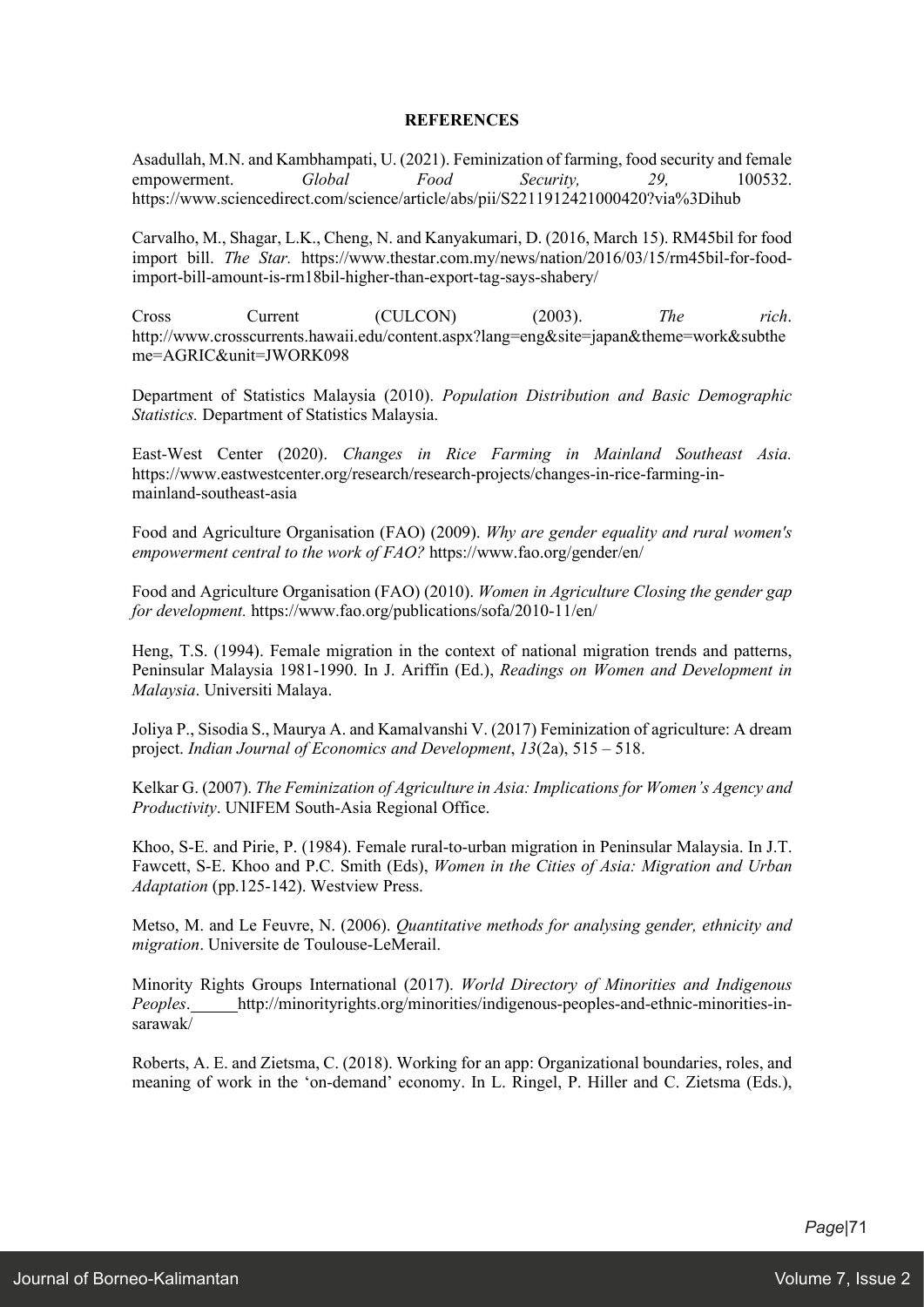**REFERENCES**

Asadullah, M.N. and Kambhampati, U. (2021). Feminization of farming, food security and female empowerment. *Global Food Security, 29,* 100532. https://www.sciencedirect.com/science/article/abs/pii/S2211912421000420?via%3Dihub

Carvalho, M., Shagar, L.K., Cheng, N. and Kanyakumari, D. (2016, March 15). RM45bil for food import bill. *The Star.* https://www.thestar.com.my/news/nation/2016/03/15/rm45bil-for-food-import-bill-amount-is-rm18bil-higher-than-export-tag-says-shabery/

Cross Current (CULCON) (2003). *The rich*. http://www.crosscurrents.hawaii.edu/content.aspx?lang=eng&site=japan&theme=work&subtheme=AGRIC&unit=JWORK098

Department of Statistics Malaysia (2010). *Population Distribution and Basic Demographic Statistics.* Department of Statistics Malaysia.

East-West Center (2020). *Changes in Rice Farming in Mainland Southeast Asia.* https://www.eastwestcenter.org/research/research-projects/changes-in-rice-farming-in-mainland-southeast-asia

Food and Agriculture Organisation (FAO) (2009). *Why are gender equality and rural women's empowerment central to the work of FAO?* https://www.fao.org/gender/en/

Food and Agriculture Organisation (FAO) (2010). *Women in Agriculture Closing the gender gap for development.* https://www.fao.org/publications/sofa/2010-11/en/

Heng, T.S. (1994). Female migration in the context of national migration trends and patterns, Peninsular Malaysia 1981-1990. In J. Ariffin (Ed.), *Readings on Women and Development in Malaysia*. Universiti Malaya.

Joliya P., Sisodia S., Maurya A. and Kamalvanshi V. (2017) Feminization of agriculture: A dream project. *Indian Journal of Economics and Development*, *13*(2a), 515 – 518.

Kelkar G. (2007). *The Feminization of Agriculture in Asia: Implications for Women's Agency and Productivity*. UNIFEM South-Asia Regional Office.

Khoo, S-E. and Pirie, P. (1984). Female rural-to-urban migration in Peninsular Malaysia. In J.T. Fawcett, S-E. Khoo and P.C. Smith (Eds), *Women in the Cities of Asia: Migration and Urban Adaptation* (pp.125-142). Westview Press.

Metso, M. and Le Feuvre, N. (2006). *Quantitative methods for analysing gender, ethnicity and migration*. Universite de Toulouse-LeMerail.

Minority Rights Groups International (2017). *World Directory of Minorities and Indigenous Peoples*. http://minorityrights.org/minorities/indigenous-peoples-and-ethnic-minorities-in-sarawak/

Roberts, A. E. and Zietsma, C. (2018). Working for an app: Organizational boundaries, roles, and meaning of work in the 'on-demand' economy. In L. Ringel, P. Hiller and C. Zietsma (Eds.),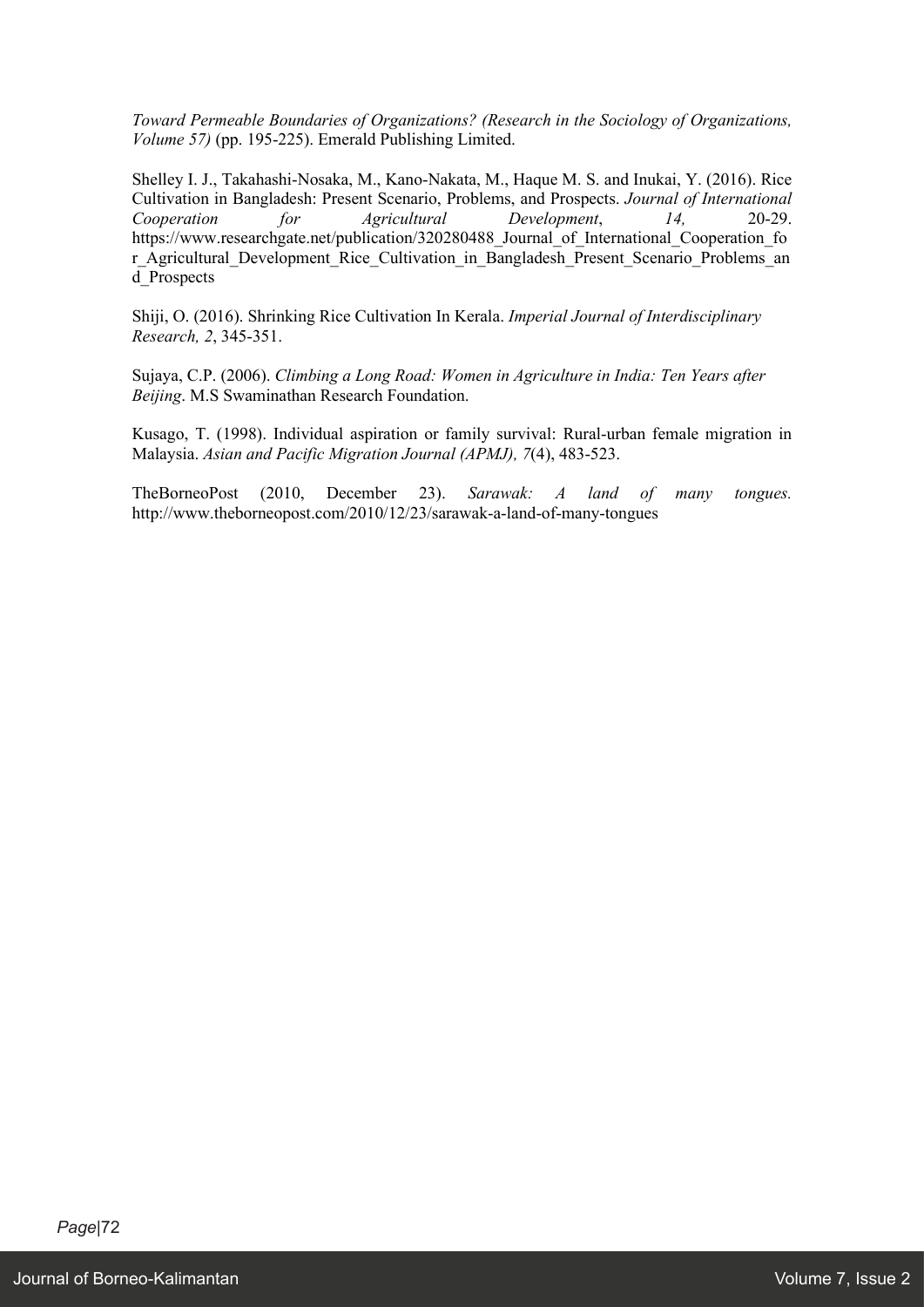*Toward Permeable Boundaries of Organizations? (Research in the Sociology of Organizations, Volume 57)* (pp. 195-225). Emerald Publishing Limited.

Shelley I. J., Takahashi-Nosaka, M., Kano-Nakata, M., Haque M. S. and Inukai, Y. (2016). Rice Cultivation in Bangladesh: Present Scenario, Problems, and Prospects. *Journal of International Cooperation for Agricultural Development*, *14,* 20-29. https://www.researchgate.net/publication/320280488_Journal_of_International_Cooperation_for_Agricultural_Development_Rice_Cultivation_in_Bangladesh_Present_Scenario_Problems_and_Prospects

Shiji, O. (2016). Shrinking Rice Cultivation In Kerala. *Imperial Journal of Interdisciplinary Research, 2*, 345-351.

Sujaya, C.P. (2006). *Climbing a Long Road: Women in Agriculture in India: Ten Years after Beijing*. M.S Swaminathan Research Foundation.

Kusago, T. (1998). Individual aspiration or family survival: Rural-urban female migration in Malaysia. *Asian and Pacific Migration Journal (APMJ), 7*(4), 483-523.

TheBorneoPost (2010, December 23). *Sarawak: A land of many tongues.* http://www.theborneopost.com/2010/12/23/sarawak-a-land-of-many-tongues